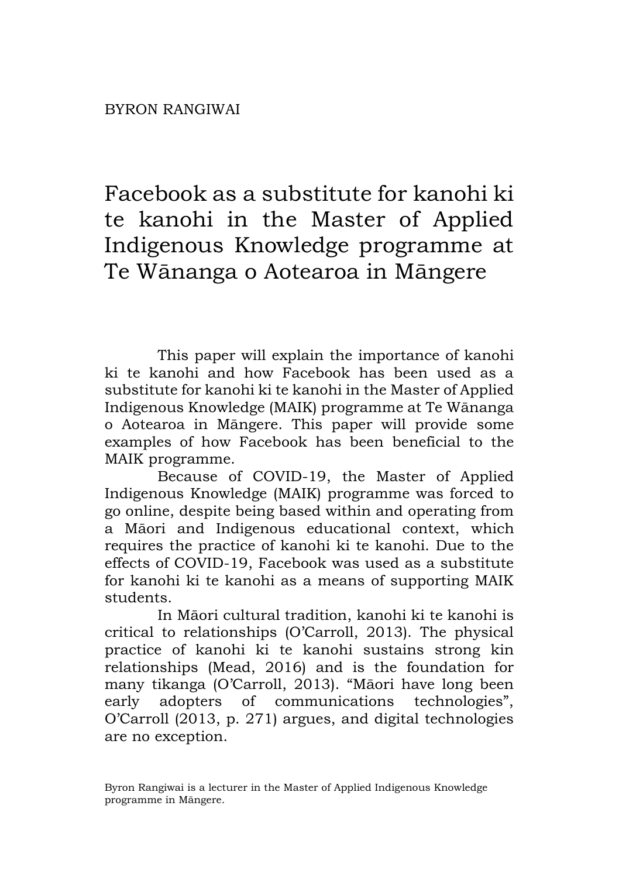BYRON RANGIWAI

# Facebook as a substitute for kanohi ki te kanohi in the Master of Applied Indigenous Knowledge programme at Te Wānanga o Aotearoa in Māngere

This paper will explain the importance of kanohi ki te kanohi and how Facebook has been used as a substitute for kanohi ki te kanohi in the Master of Applied Indigenous Knowledge (MAIK) programme at Te Wānanga o Aotearoa in Māngere. This paper will provide some examples of how Facebook has been beneficial to the MAIK programme.

Because of COVID-19, the Master of Applied Indigenous Knowledge (MAIK) programme was forced to go online, despite being based within and operating from a Māori and Indigenous educational context, which requires the practice of kanohi ki te kanohi. Due to the effects of COVID-19, Facebook was used as a substitute for kanohi ki te kanohi as a means of supporting MAIK students.

In Māori cultural tradition, kanohi ki te kanohi is critical to relationships (O'Carroll, 2013). The physical practice of kanohi ki te kanohi sustains strong kin relationships (Mead, 2016) and is the foundation for many tikanga (O'Carroll, 2013). "Māori have long been early adopters of communications technologies", O'Carroll (2013, p. 271) argues, and digital technologies are no exception.

Byron Rangiwai is a lecturer in the Master of Applied Indigenous Knowledge programme in Māngere.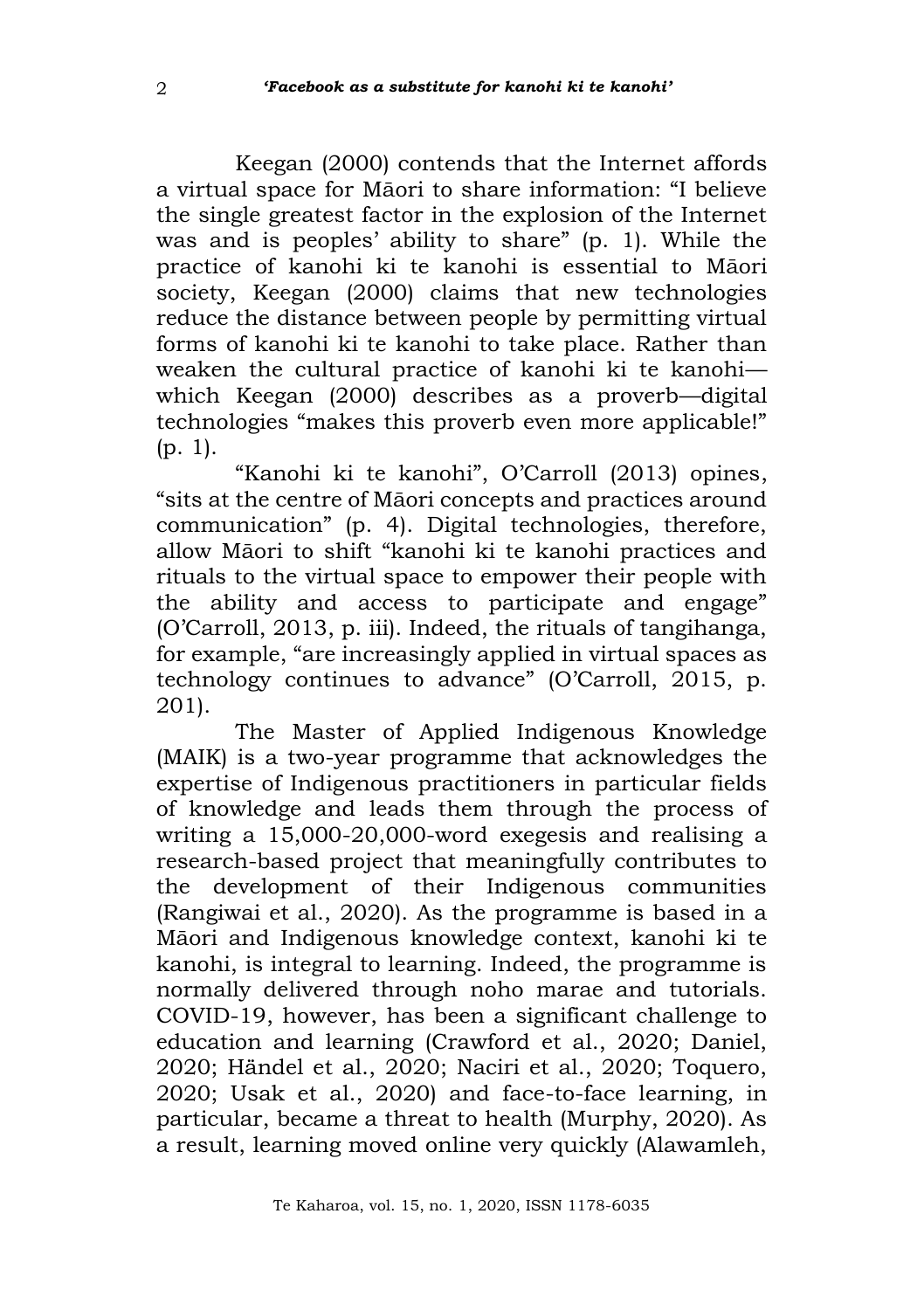Keegan (2000) contends that the Internet affords a virtual space for Māori to share information: “I believe the single greatest factor in the explosion of the Internet was and is peoples’ ability to share” (p. 1). While the practice of kanohi ki te kanohi is essential to Māori society, Keegan (2000) claims that new technologies reduce the distance between people by permitting virtual forms of kanohi ki te kanohi to take place. Rather than weaken the cultural practice of kanohi ki te kanohi—which Keegan (2000) describes as a proverb—digital technologies “makes this proverb even more applicable!” (p. 1).

“Kanohi ki te kanohi”, O’Carroll (2013) opines, “sits at the centre of Māori concepts and practices around communication” (p. 4). Digital technologies, therefore, allow Māori to shift “kanohi ki te kanohi practices and rituals to the virtual space to empower their people with the ability and access to participate and engage” (O’Carroll, 2013, p. iii). Indeed, the rituals of tangihanga, for example, “are increasingly applied in virtual spaces as technology continues to advance” (O’Carroll, 2015, p. 201).

The Master of Applied Indigenous Knowledge (MAIK) is a two-year programme that acknowledges the expertise of Indigenous practitioners in particular fields of knowledge and leads them through the process of writing a 15,000-20,000-word exegesis and realising a research-based project that meaningfully contributes to the development of their Indigenous communities (Rangiwai et al., 2020). As the programme is based in a Māori and Indigenous knowledge context, kanohi ki te kanohi, is integral to learning. Indeed, the programme is normally delivered through noho marae and tutorials. COVID-19, however, has been a significant challenge to education and learning (Crawford et al., 2020; Daniel, 2020; Händel et al., 2020; Naciri et al., 2020; Toquero, 2020; Usak et al., 2020) and face-to-face learning, in particular, became a threat to health (Murphy, 2020). As a result, learning moved online very quickly (Alawamleh,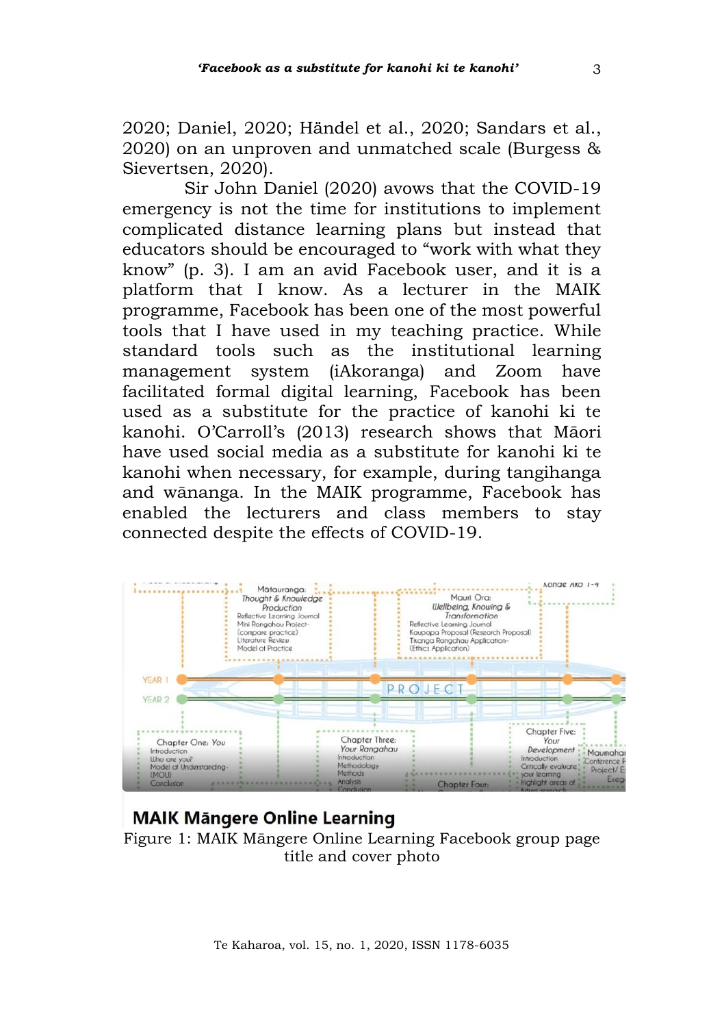2020; Daniel, 2020; Händel et al., 2020; Sandars et al., 2020) on an unproven and unmatched scale (Burgess & Sievertsen, 2020).

Sir John Daniel (2020) avows that the COVID-19 emergency is not the time for institutions to implement complicated distance learning plans but instead that educators should be encouraged to "work with what they know" (p. 3). I am an avid Facebook user, and it is a platform that I know. As a lecturer in the MAIK programme, Facebook has been one of the most powerful tools that I have used in my teaching practice. While standard tools such as the institutional learning management system (iAkoranga) and Zoom have facilitated formal digital learning, Facebook has been used as a substitute for the practice of kanohi ki te kanohi. O'Carroll's (2013) research shows that Māori have used social media as a substitute for kanohi ki te kanohi when necessary, for example, during tangihanga and wānanga. In the MAIK programme, Facebook has enabled the lecturers and class members to stay connected despite the effects of COVID-19.

Figure 1: MAIK Māngere Online Learning Facebook group page title and cover photo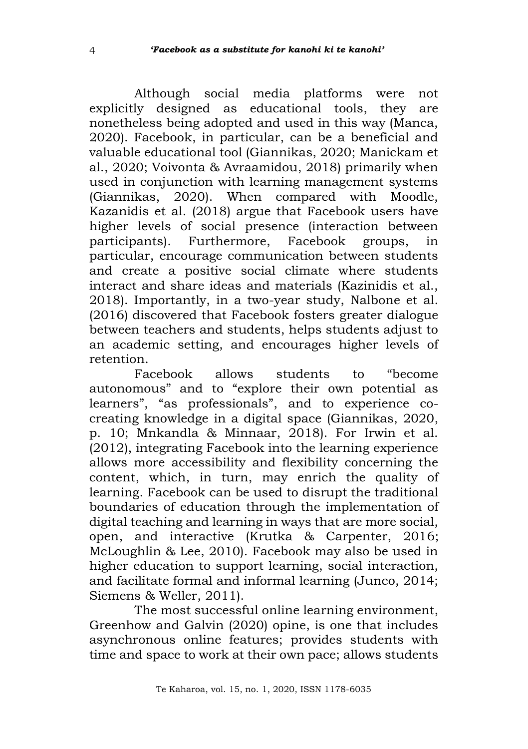Although social media platforms were not explicitly designed as educational tools, they are nonetheless being adopted and used in this way (Manca, 2020). Facebook, in particular, can be a beneficial and valuable educational tool (Giannikas, 2020; Manickam et al., 2020; Voivonta & Avraamidou, 2018) primarily when used in conjunction with learning management systems (Giannikas, 2020). When compared with Moodle, Kazanidis et al. (2018) argue that Facebook users have higher levels of social presence (interaction between participants). Furthermore, Facebook groups, in particular, encourage communication between students and create a positive social climate where students interact and share ideas and materials (Kazinidis et al., 2018). Importantly, in a two-year study, Nalbone et al. (2016) discovered that Facebook fosters greater dialogue between teachers and students, helps students adjust to an academic setting, and encourages higher levels of retention.

Facebook allows students to "become autonomous" and to "explore their own potential as learners", "as professionals", and to experience co-creating knowledge in a digital space (Giannikas, 2020, p. 10; Mnkandla & Minnaar, 2018). For Irwin et al. (2012), integrating Facebook into the learning experience allows more accessibility and flexibility concerning the content, which, in turn, may enrich the quality of learning. Facebook can be used to disrupt the traditional boundaries of education through the implementation of digital teaching and learning in ways that are more social, open, and interactive (Krutka & Carpenter, 2016; McLoughlin & Lee, 2010). Facebook may also be used in higher education to support learning, social interaction, and facilitate formal and informal learning (Junco, 2014; Siemens & Weller, 2011).

The most successful online learning environment, Greenhow and Galvin (2020) opine, is one that includes asynchronous online features; provides students with time and space to work at their own pace; allows students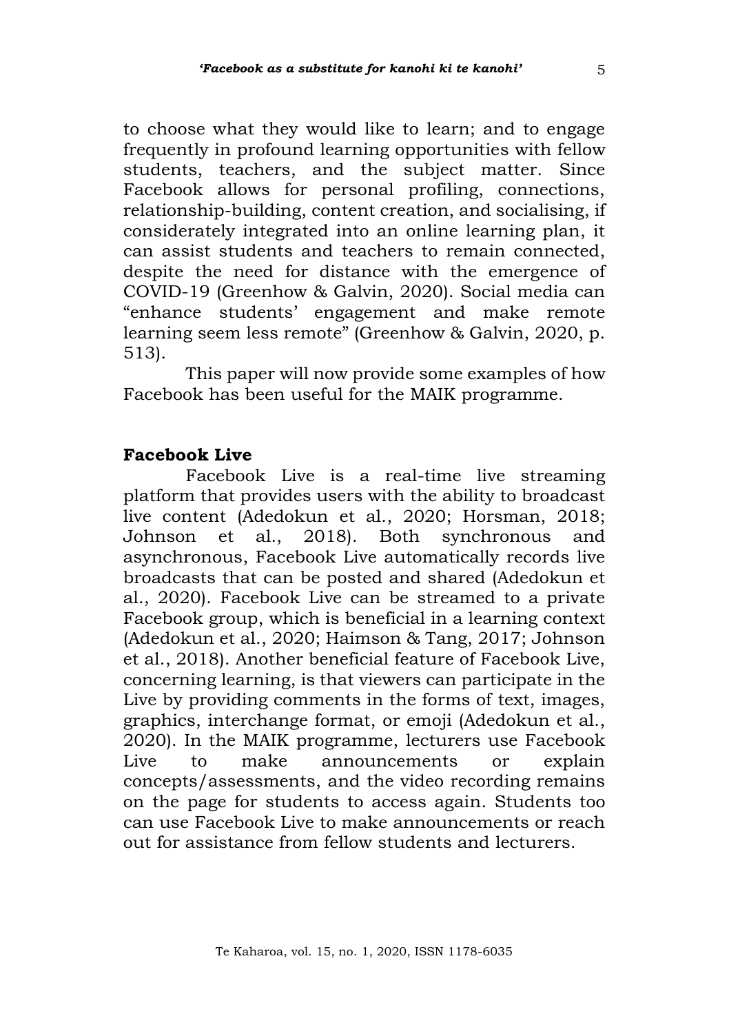to choose what they would like to learn; and to engage frequently in profound learning opportunities with fellow students, teachers, and the subject matter. Since Facebook allows for personal profiling, connections, relationship-building, content creation, and socialising, if considerately integrated into an online learning plan, it can assist students and teachers to remain connected, despite the need for distance with the emergence of COVID-19 (Greenhow & Galvin, 2020). Social media can "enhance students' engagement and make remote learning seem less remote" (Greenhow & Galvin, 2020, p. 513).

This paper will now provide some examples of how Facebook has been useful for the MAIK programme.

## Facebook Live

Facebook Live is a real-time live streaming platform that provides users with the ability to broadcast live content (Adedokun et al., 2020; Horsman, 2018; Johnson et al., 2018). Both synchronous and asynchronous, Facebook Live automatically records live broadcasts that can be posted and shared (Adedokun et al., 2020). Facebook Live can be streamed to a private Facebook group, which is beneficial in a learning context (Adedokun et al., 2020; Haimson & Tang, 2017; Johnson et al., 2018). Another beneficial feature of Facebook Live, concerning learning, is that viewers can participate in the Live by providing comments in the forms of text, images, graphics, interchange format, or emoji (Adedokun et al., 2020). In the MAIK programme, lecturers use Facebook Live to make announcements or explain concepts/assessments, and the video recording remains on the page for students to access again. Students too can use Facebook Live to make announcements or reach out for assistance from fellow students and lecturers.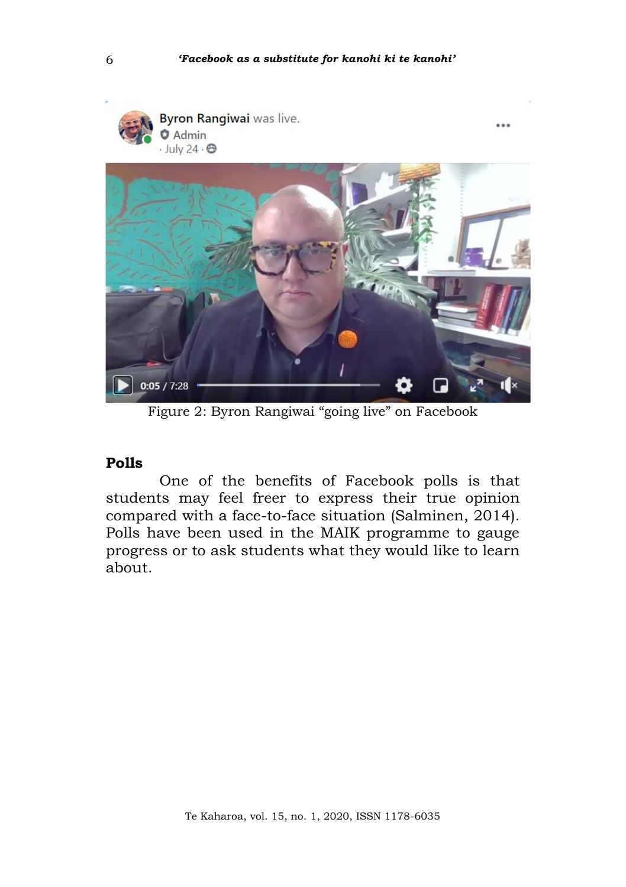Figure 2: Byron Rangiwai “going live” on Facebook

## Polls

One of the benefits of Facebook polls is that students may feel freer to express their true opinion compared with a face-to-face situation (Salminen, 2014). Polls have been used in the MAIK programme to gauge progress or to ask students what they would like to learn about.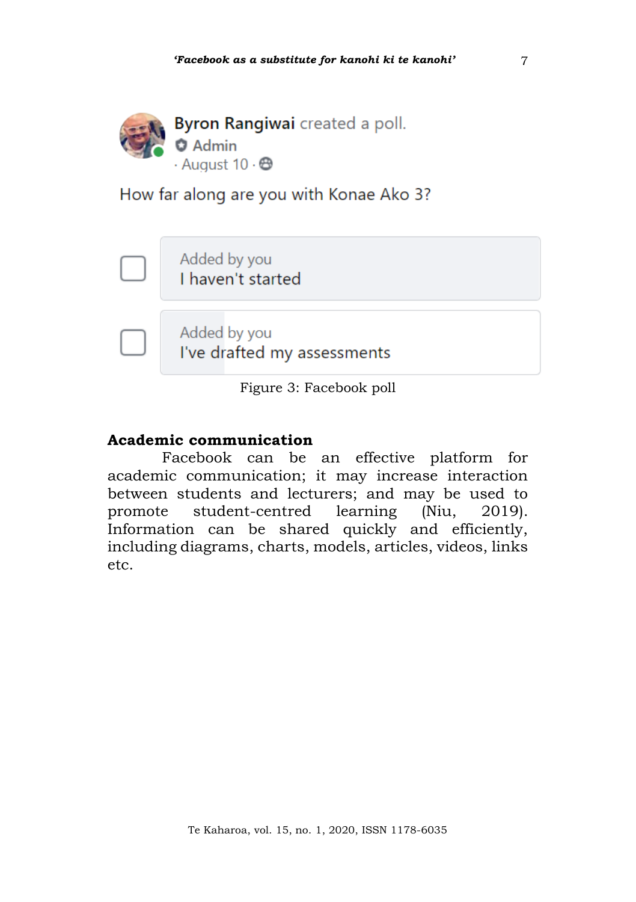Byron Rangiwai created a poll.
Admin
· August 10 ·

How far along are you with Konae Ako 3?

- [ ] Added by you
  I haven't started
- [ ] Added by you
  I've drafted my assessments

Figure 3: Facebook poll

**Academic communication**

Facebook can be an effective platform for academic communication; it may increase interaction between students and lecturers; and may be used to promote student-centred learning (Niu, 2019). Information can be shared quickly and efficiently, including diagrams, charts, models, articles, videos, links etc.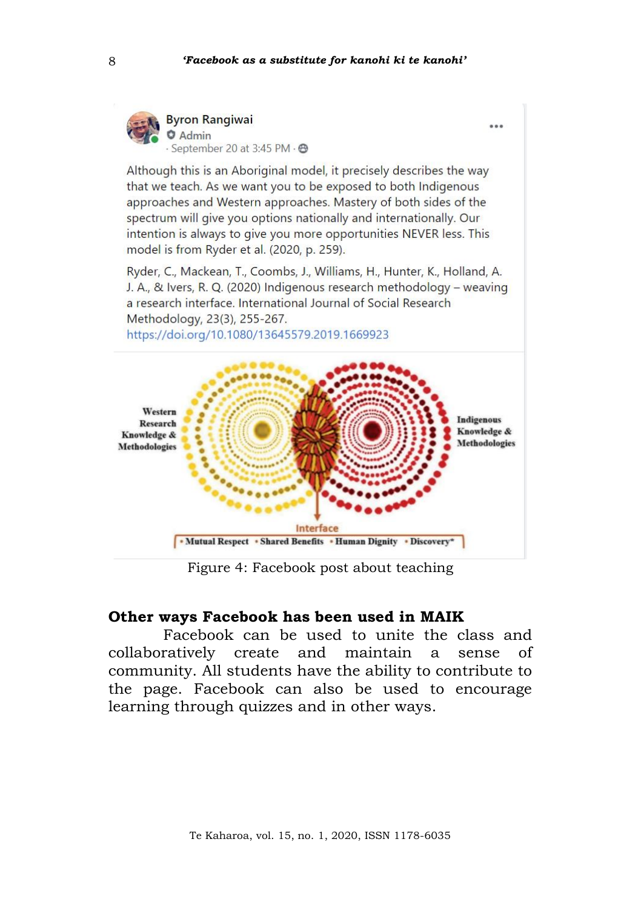Byron Rangiwai
Admin
· September 20 at 3:45 PM ·

Although this is an Aboriginal model, it precisely describes the way that we teach. As we want you to be exposed to both Indigenous approaches and Western approaches. Mastery of both sides of the spectrum will give you options nationally and internationally. Our intention is always to give you more opportunities NEVER less. This model is from Ryder et al. (2020, p. 259).

Ryder, C., Mackean, T., Coombs, J., Williams, H., Hunter, K., Holland, A. J. A., & Ivers, R. Q. (2020) Indigenous research methodology – weaving a research interface. International Journal of Social Research Methodology, 23(3), 255-267. https://doi.org/10.1080/13645579.2019.1669923

Western Research Knowledge & Methodologies

Indigenous Knowledge & Methodologies

Interface

• Mutual Respect • Shared Benefits • Human Dignity • Discovery*

Figure 4: Facebook post about teaching

## Other ways Facebook has been used in MAIK

Facebook can be used to unite the class and collaboratively create and maintain a sense of community. All students have the ability to contribute to the page. Facebook can also be used to encourage learning through quizzes and in other ways.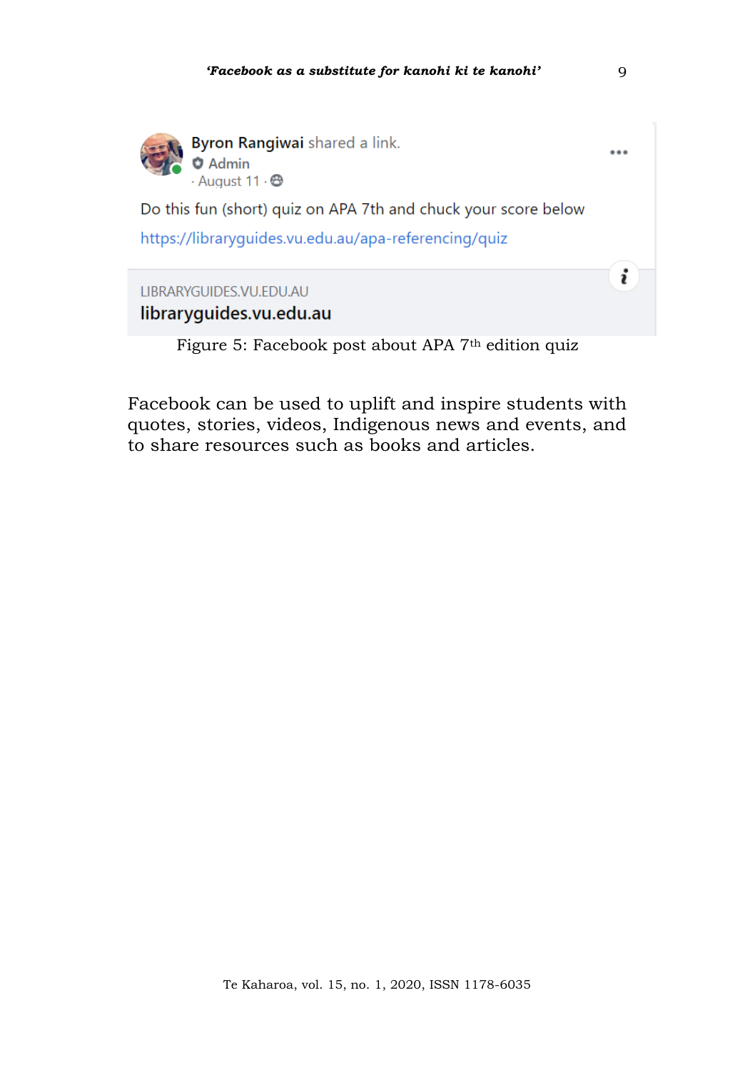Figure 5: Facebook post about APA 7th edition quiz

Facebook can be used to uplift and inspire students with quotes, stories, videos, Indigenous news and events, and to share resources such as books and articles.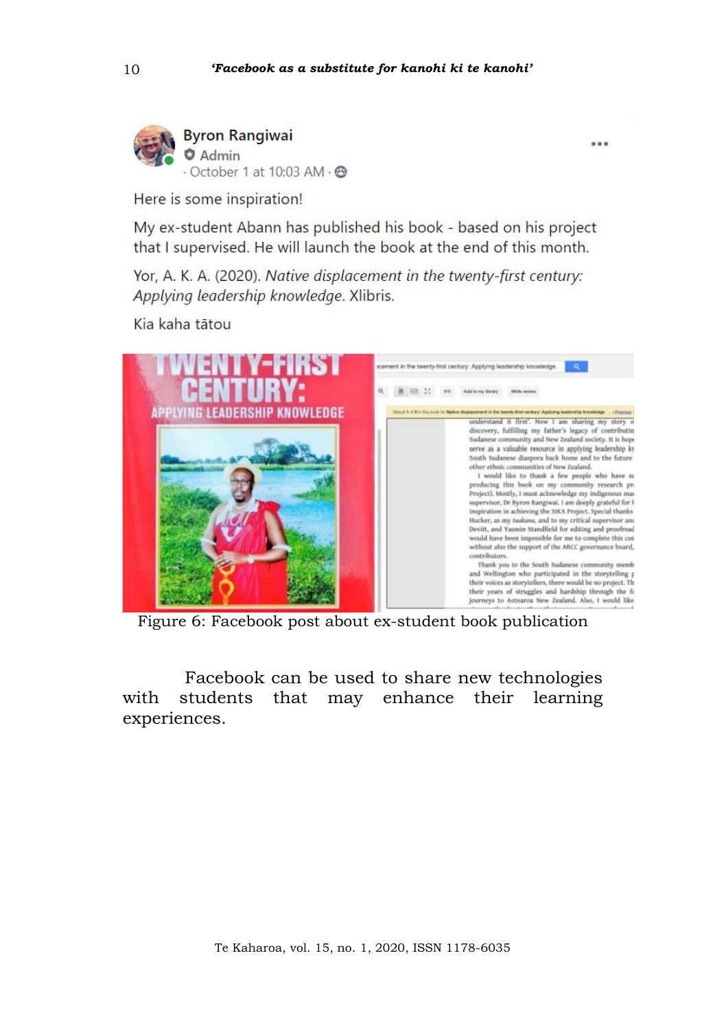Byron Rangiwai
Admin
· October 1 at 10:03 AM ·

Here is some inspiration!

My ex-student Abann has published his book - based on his project that I supervised. He will launch the book at the end of this month.

Yor, A. K. A. (2020). *Native displacement in the twenty-first century: Applying leadership knowledge*. Xlibris.

Kia kaha tātou

Figure 6: Facebook post about ex-student book publication

Facebook can be used to share new technologies with students that may enhance their learning experiences.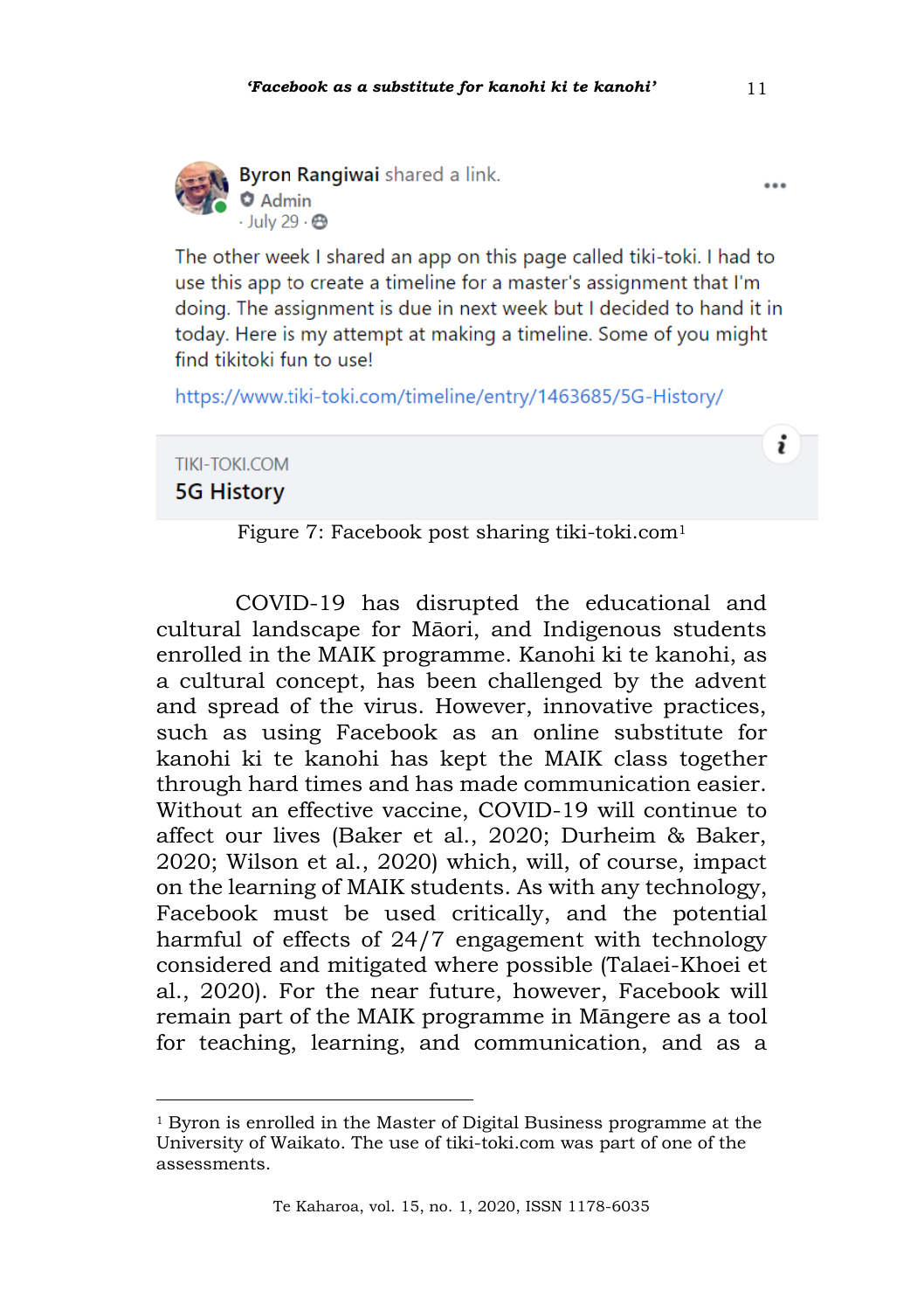Byron Rangiwai shared a link.
Admin
· July 29 ·

The other week I shared an app on this page called tiki-toki. I had to use this app to create a timeline for a master's assignment that I'm doing. The assignment is due in next week but I decided to hand it in today. Here is my attempt at making a timeline. Some of you might find tikitoki fun to use!

https://www.tiki-toki.com/timeline/entry/1463685/5G-History/

TIKI-TOKI.COM
5G History

Figure 7: Facebook post sharing tiki-toki.com[1]

COVID-19 has disrupted the educational and cultural landscape for Māori, and Indigenous students enrolled in the MAIK programme. Kanohi ki te kanohi, as a cultural concept, has been challenged by the advent and spread of the virus. However, innovative practices, such as using Facebook as an online substitute for kanohi ki te kanohi has kept the MAIK class together through hard times and has made communication easier. Without an effective vaccine, COVID-19 will continue to affect our lives (Baker et al., 2020; Durheim & Baker, 2020; Wilson et al., 2020) which, will, of course, impact on the learning of MAIK students. As with any technology, Facebook must be used critically, and the potential harmful of effects of 24/7 engagement with technology considered and mitigated where possible (Talaei-Khoei et al., 2020). For the near future, however, Facebook will remain part of the MAIK programme in Māngere as a tool for teaching, learning, and communication, and as a

[1] Byron is enrolled in the Master of Digital Business programme at the University of Waikato. The use of tiki-toki.com was part of one of the assessments.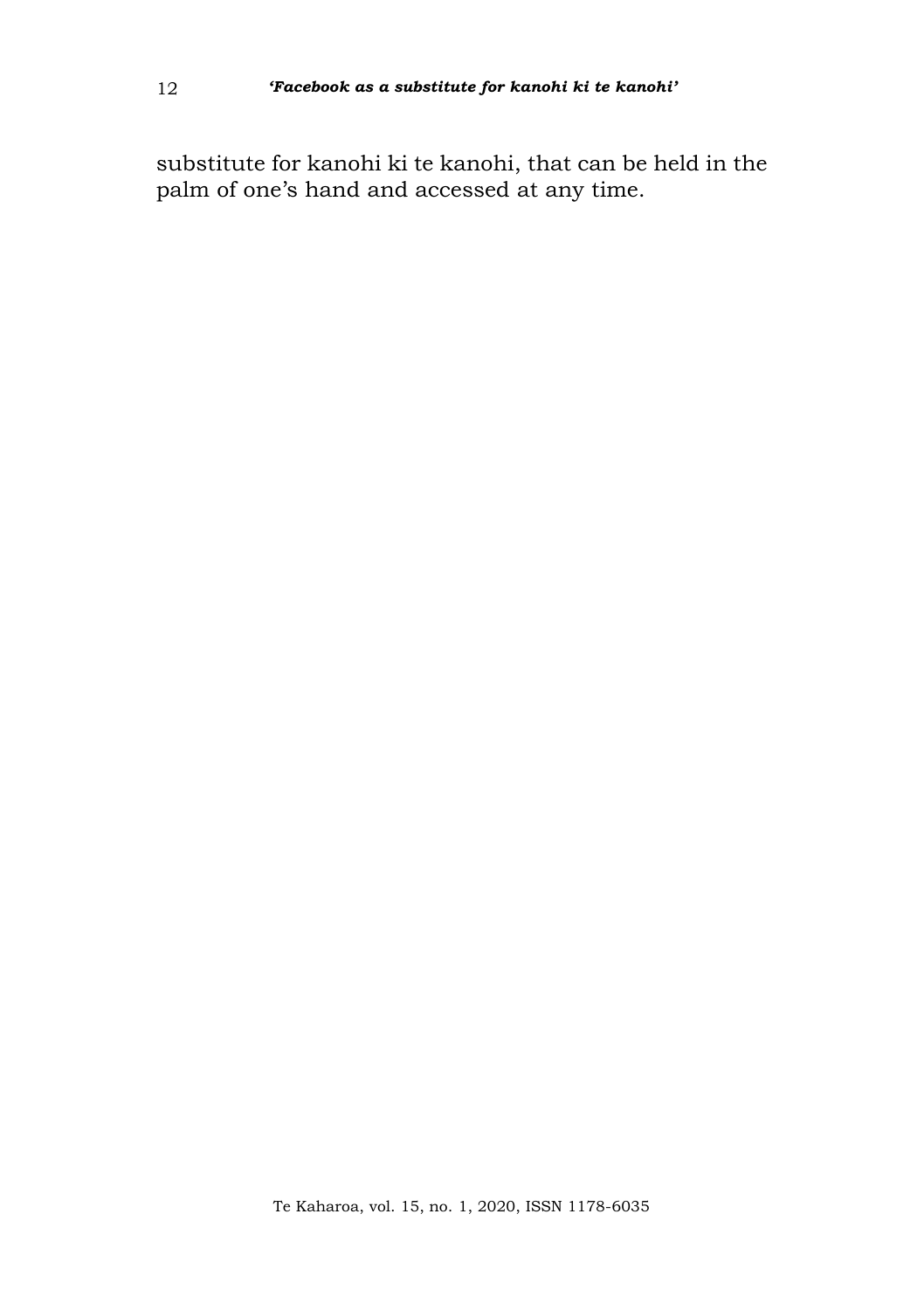substitute for kanohi ki te kanohi, that can be held in the palm of one's hand and accessed at any time.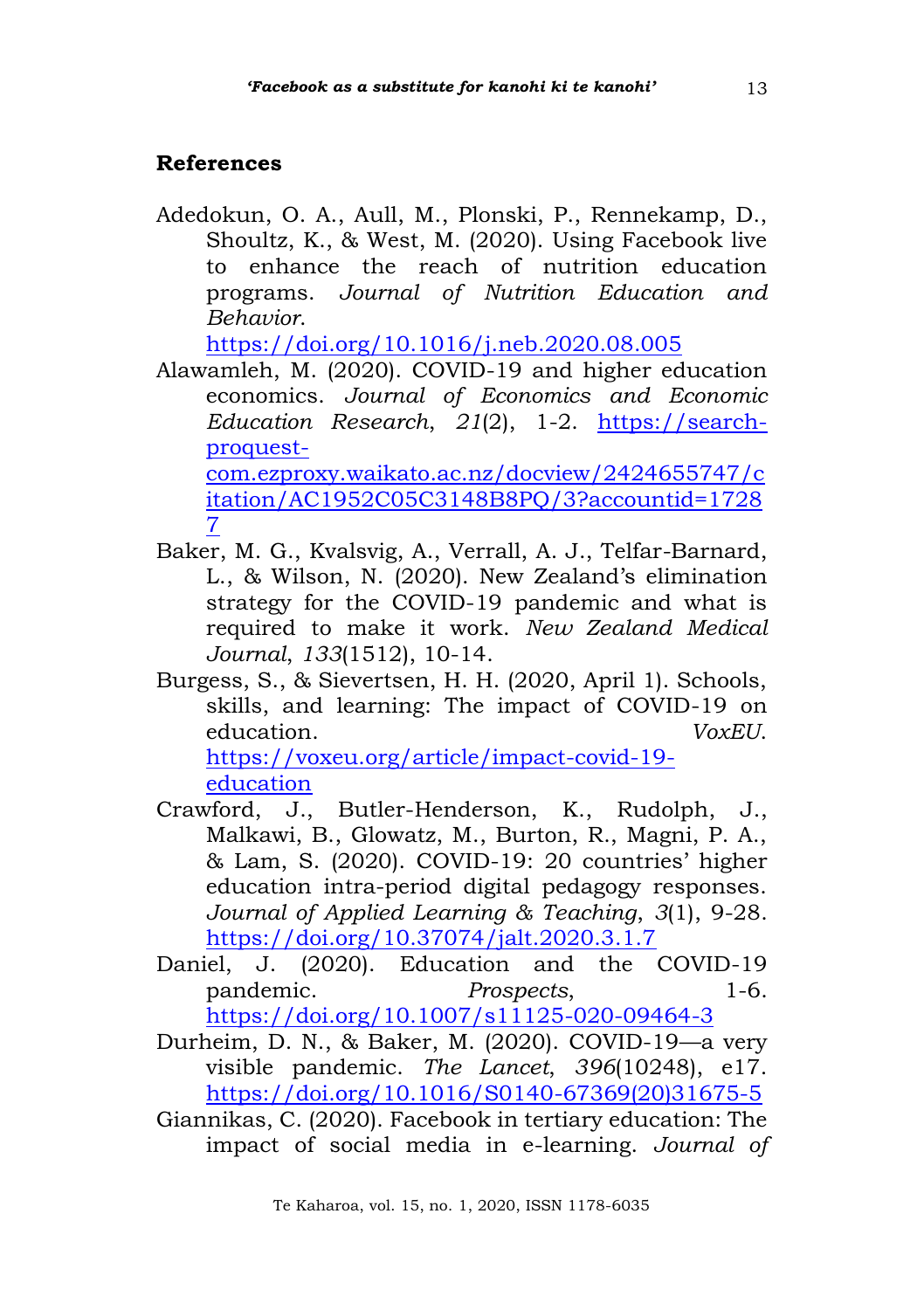## References

Adedokun, O. A., Aull, M., Plonski, P., Rennekamp, D., Shoultz, K., & West, M. (2020). Using Facebook live to enhance the reach of nutrition education programs. *Journal of Nutrition Education and Behavior*. https://doi.org/10.1016/j.neb.2020.08.005

Alawamleh, M. (2020). COVID-19 and higher education economics. *Journal of Economics and Economic Education Research*, *21*(2), 1-2. https://search-proquest-com.ezproxy.waikato.ac.nz/docview/2424655747/citation/AC1952C05C3148B8PQ/3?accountid=17287

Baker, M. G., Kvalsvig, A., Verrall, A. J., Telfar-Barnard, L., & Wilson, N. (2020). New Zealand's elimination strategy for the COVID-19 pandemic and what is required to make it work. *New Zealand Medical Journal*, *133*(1512), 10-14.

Burgess, S., & Sievertsen, H. H. (2020, April 1). Schools, skills, and learning: The impact of COVID-19 on education. *VoxEU*. https://voxeu.org/article/impact-covid-19-education

Crawford, J., Butler-Henderson, K., Rudolph, J., Malkawi, B., Glowatz, M., Burton, R., Magni, P. A., & Lam, S. (2020). COVID-19: 20 countries' higher education intra-period digital pedagogy responses. *Journal of Applied Learning & Teaching*, *3*(1), 9-28. https://doi.org/10.37074/jalt.2020.3.1.7

Daniel, J. (2020). Education and the COVID-19 pandemic. *Prospects*, 1-6. https://doi.org/10.1007/s11125-020-09464-3

Durheim, D. N., & Baker, M. (2020). COVID-19—a very visible pandemic. *The Lancet*, *396*(10248), e17. https://doi.org/10.1016/S0140-67369(20)31675-5

Giannikas, C. (2020). Facebook in tertiary education: The impact of social media in e-learning. *Journal of*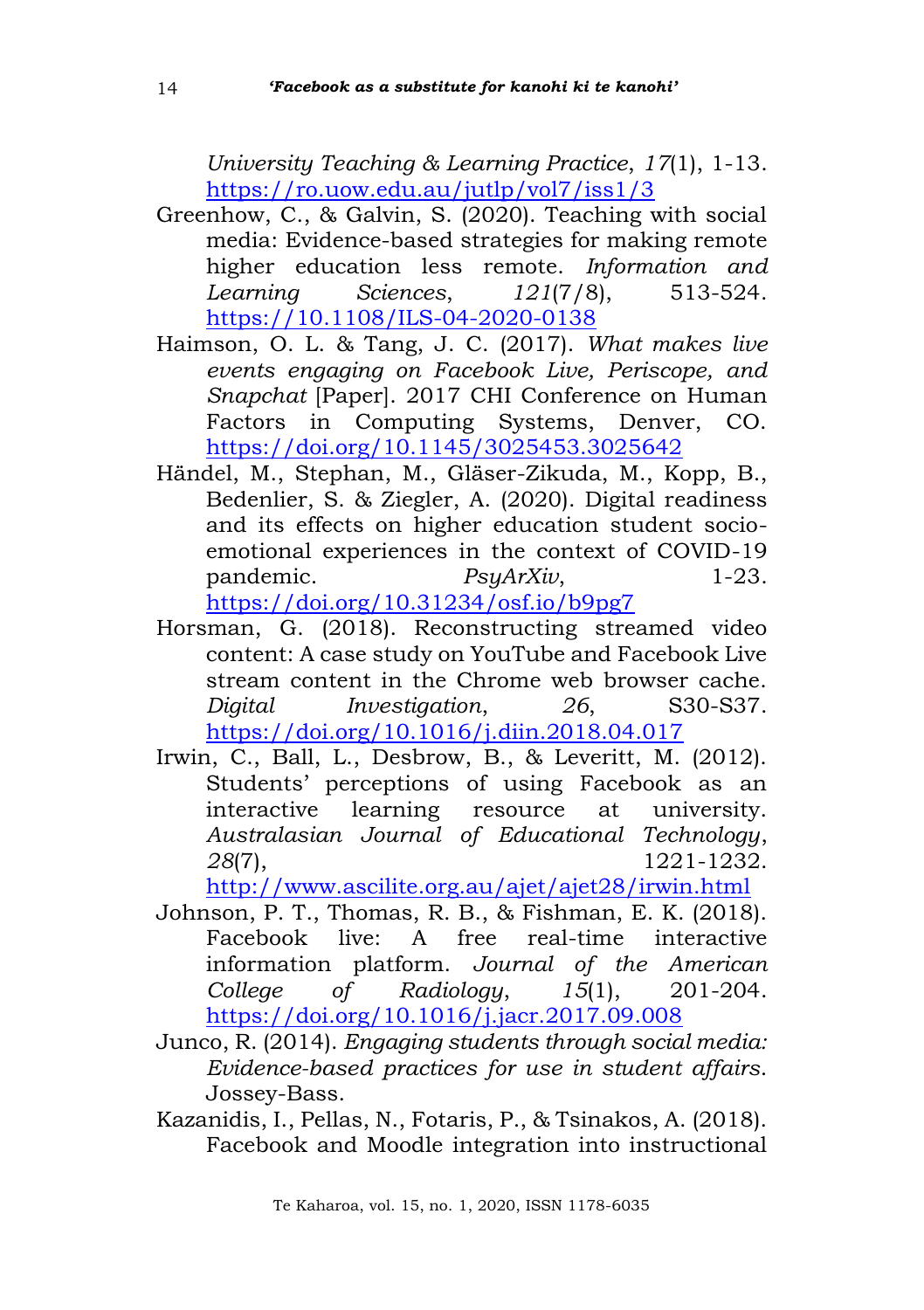*University Teaching & Learning Practice*, *17*(1), 1-13. https://ro.uow.edu.au/jutlp/vol7/iss1/3

Greenhow, C., & Galvin, S. (2020). Teaching with social media: Evidence-based strategies for making remote higher education less remote. *Information and Learning Sciences*, *121*(7/8), 513-524. https://10.1108/ILS-04-2020-0138

Haimson, O. L. & Tang, J. C. (2017). *What makes live events engaging on Facebook Live, Periscope, and Snapchat* [Paper]. 2017 CHI Conference on Human Factors in Computing Systems, Denver, CO. https://doi.org/10.1145/3025453.3025642

Händel, M., Stephan, M., Gläser-Zikuda, M., Kopp, B., Bedenlier, S. & Ziegler, A. (2020). Digital readiness and its effects on higher education student socio-emotional experiences in the context of COVID-19 pandemic. *PsyArXiv*, 1-23. https://doi.org/10.31234/osf.io/b9pg7

Horsman, G. (2018). Reconstructing streamed video content: A case study on YouTube and Facebook Live stream content in the Chrome web browser cache. *Digital Investigation*, *26*, S30-S37. https://doi.org/10.1016/j.diin.2018.04.017

Irwin, C., Ball, L., Desbrow, B., & Leveritt, M. (2012). Students' perceptions of using Facebook as an interactive learning resource at university. *Australasian Journal of Educational Technology*, *28*(7), 1221-1232. http://www.ascilite.org.au/ajet/ajet28/irwin.html

Johnson, P. T., Thomas, R. B., & Fishman, E. K. (2018). Facebook live: A free real-time interactive information platform. *Journal of the American College of Radiology*, *15*(1), 201-204. https://doi.org/10.1016/j.jacr.2017.09.008

Junco, R. (2014). *Engaging students through social media: Evidence-based practices for use in student affairs*. Jossey-Bass.

Kazanidis, I., Pellas, N., Fotaris, P., & Tsinakos, A. (2018). Facebook and Moodle integration into instructional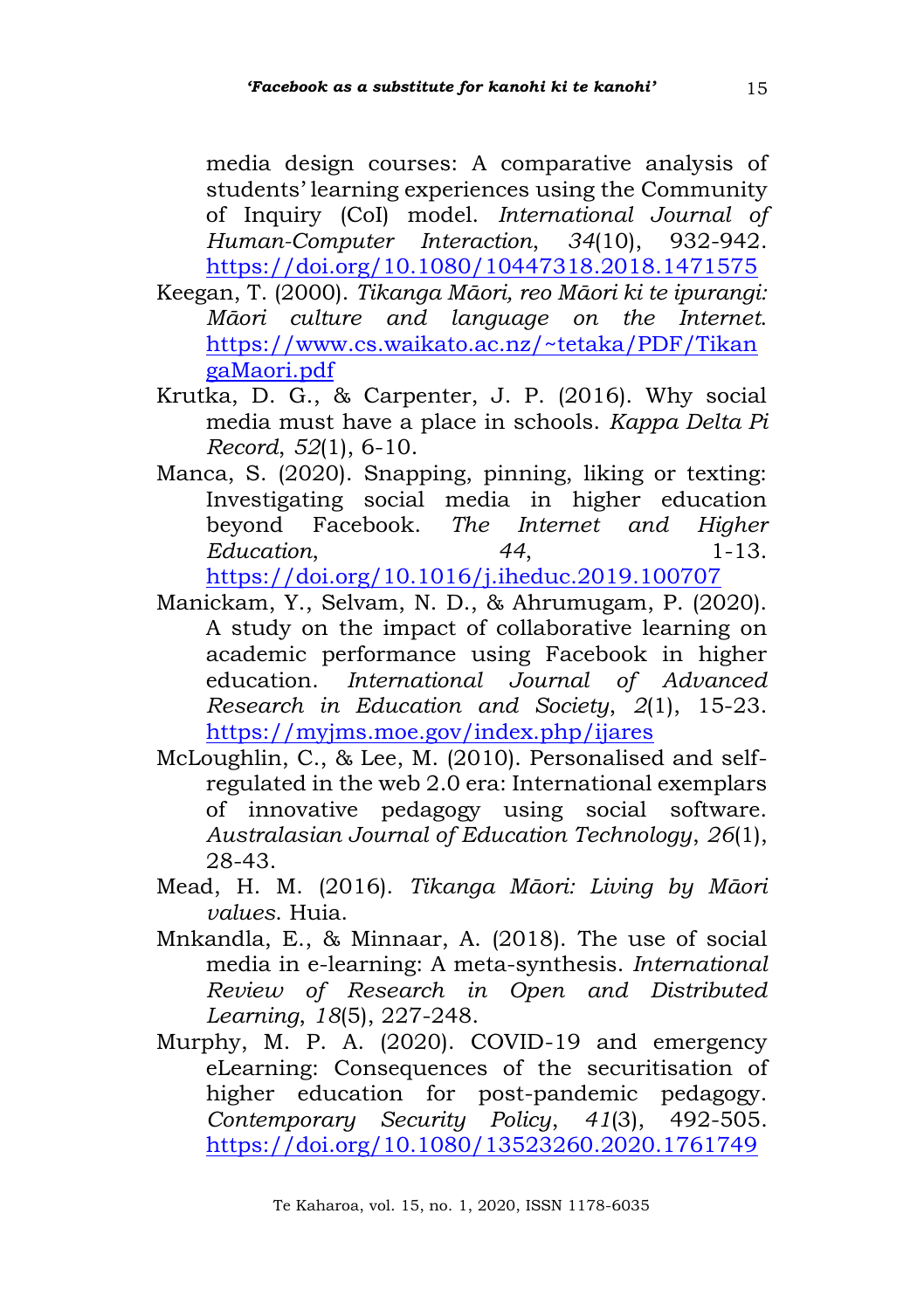media design courses: A comparative analysis of students' learning experiences using the Community of Inquiry (CoI) model. *International Journal of Human-Computer Interaction*, *34*(10), 932-942. https://doi.org/10.1080/10447318.2018.1471575

Keegan, T. (2000). *Tikanga Māori, reo Māori ki te ipurangi: Māori culture and language on the Internet*. https://www.cs.waikato.ac.nz/~tetaka/PDF/TikangaMaori.pdf

Krutka, D. G., & Carpenter, J. P. (2016). Why social media must have a place in schools. *Kappa Delta Pi Record*, *52*(1), 6-10.

Manca, S. (2020). Snapping, pinning, liking or texting: Investigating social media in higher education beyond Facebook. *The Internet and Higher Education*, *44*, 1-13. https://doi.org/10.1016/j.iheduc.2019.100707

Manickam, Y., Selvam, N. D., & Ahrumugam, P. (2020). A study on the impact of collaborative learning on academic performance using Facebook in higher education. *International Journal of Advanced Research in Education and Society*, *2*(1), 15-23. https://myjms.moe.gov/index.php/ijares

McLoughlin, C., & Lee, M. (2010). Personalised and self-regulated in the web 2.0 era: International exemplars of innovative pedagogy using social software. *Australasian Journal of Education Technology*, *26*(1), 28-43.

Mead, H. M. (2016). *Tikanga Māori: Living by Māori values*. Huia.

Mnkandla, E., & Minnaar, A. (2018). The use of social media in e-learning: A meta-synthesis. *International Review of Research in Open and Distributed Learning*, *18*(5), 227-248.

Murphy, M. P. A. (2020). COVID-19 and emergency eLearning: Consequences of the securitisation of higher education for post-pandemic pedagogy. *Contemporary Security Policy*, *41*(3), 492-505. https://doi.org/10.1080/13523260.2020.1761749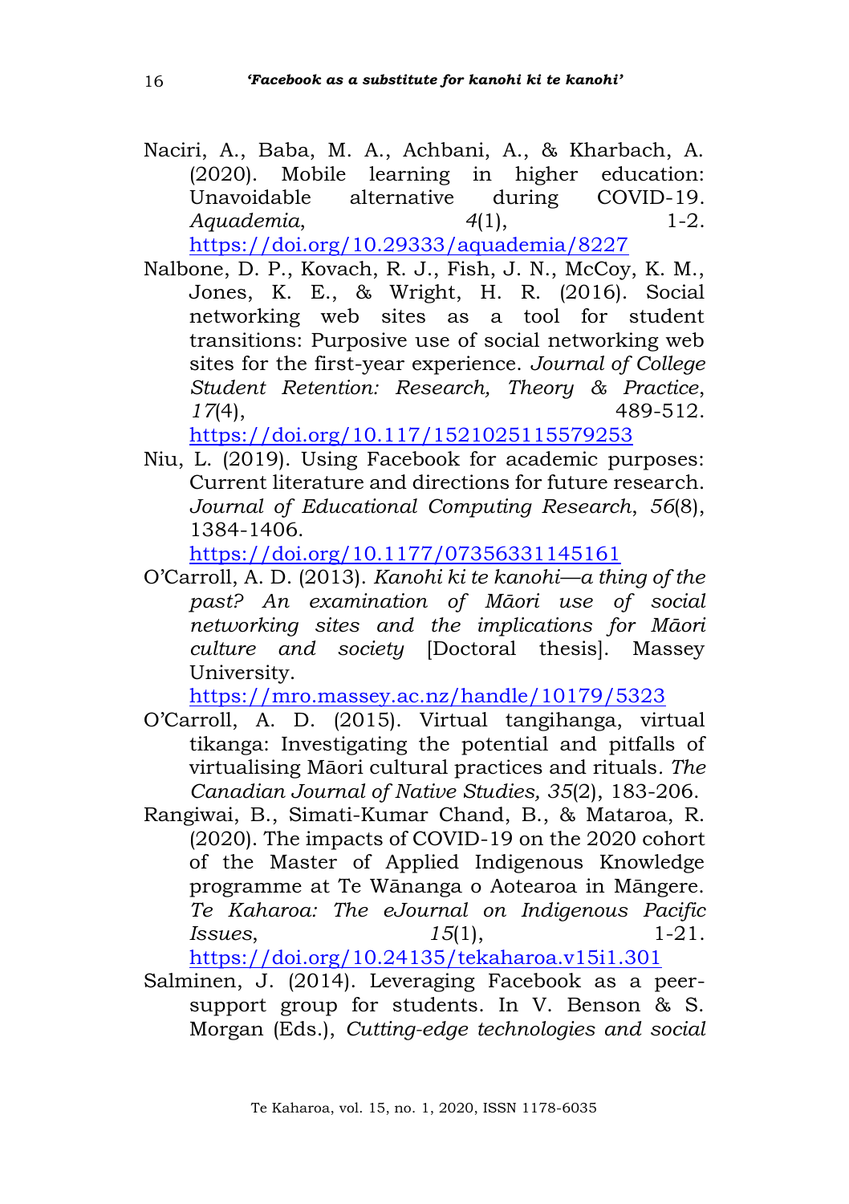Naciri, A., Baba, M. A., Achbani, A., & Kharbach, A. (2020). Mobile learning in higher education: Unavoidable alternative during COVID-19. *Aquademia*, *4*(1), 1-2. https://doi.org/10.29333/aquademia/8227

Nalbone, D. P., Kovach, R. J., Fish, J. N., McCoy, K. M., Jones, K. E., & Wright, H. R. (2016). Social networking web sites as a tool for student transitions: Purposive use of social networking web sites for the first-year experience. *Journal of College Student Retention: Research, Theory & Practice*, *17*(4), 489-512. https://doi.org/10.117/1521025115579253

Niu, L. (2019). Using Facebook for academic purposes: Current literature and directions for future research. *Journal of Educational Computing Research*, *56*(8), 1384-1406. https://doi.org/10.1177/07356331145161

O'Carroll, A. D. (2013). *Kanohi ki te kanohi—a thing of the past? An examination of Māori use of social networking sites and the implications for Māori culture and society* [Doctoral thesis]. Massey University. https://mro.massey.ac.nz/handle/10179/5323

O'Carroll, A. D. (2015). Virtual tangihanga, virtual tikanga: Investigating the potential and pitfalls of virtualising Māori cultural practices and rituals. *The Canadian Journal of Native Studies, 35*(2), 183-206.

Rangiwai, B., Simati-Kumar Chand, B., & Mataroa, R. (2020). The impacts of COVID-19 on the 2020 cohort of the Master of Applied Indigenous Knowledge programme at Te Wānanga o Aotearoa in Māngere. *Te Kaharoa: The eJournal on Indigenous Pacific Issues*, *15*(1), 1-21. https://doi.org/10.24135/tekaharoa.v15i1.301

Salminen, J. (2014). Leveraging Facebook as a peer-support group for students. In V. Benson & S. Morgan (Eds.), *Cutting-edge technologies and social*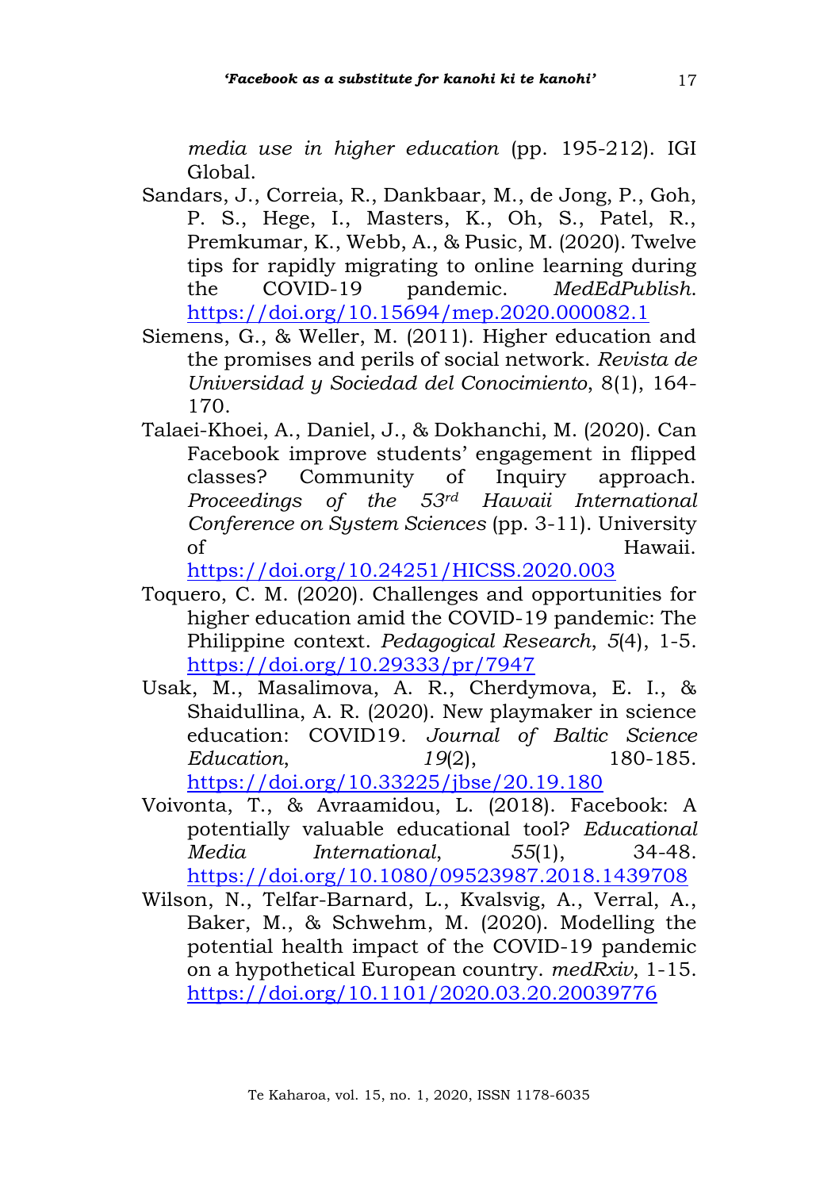*media use in higher education* (pp. 195-212). IGI Global.

Sandars, J., Correia, R., Dankbaar, M., de Jong, P., Goh, P. S., Hege, I., Masters, K., Oh, S., Patel, R., Premkumar, K., Webb, A., & Pusic, M. (2020). Twelve tips for rapidly migrating to online learning during the COVID-19 pandemic. *MedEdPublish*. https://doi.org/10.15694/mep.2020.000082.1

Siemens, G., & Weller, M. (2011). Higher education and the promises and perils of social network. *Revista de Universidad y Sociedad del Conocimiento*, 8(1), 164-170.

Talaei-Khoei, A., Daniel, J., & Dokhanchi, M. (2020). Can Facebook improve students' engagement in flipped classes? Community of Inquiry approach. *Proceedings of the 53rd Hawaii International Conference on System Sciences* (pp. 3-11). University of Hawaii. https://doi.org/10.24251/HICSS.2020.003

Toquero, C. M. (2020). Challenges and opportunities for higher education amid the COVID-19 pandemic: The Philippine context. *Pedagogical Research*, *5*(4), 1-5. https://doi.org/10.29333/pr/7947

Usak, M., Masalimova, A. R., Cherdymova, E. I., & Shaidullina, A. R. (2020). New playmaker in science education: COVID19. *Journal of Baltic Science Education*, *19*(2), 180-185. https://doi.org/10.33225/jbse/20.19.180

Voivonta, T., & Avraamidou, L. (2018). Facebook: A potentially valuable educational tool? *Educational Media International*, *55*(1), 34-48. https://doi.org/10.1080/09523987.2018.1439708

Wilson, N., Telfar-Barnard, L., Kvalsvig, A., Verral, A., Baker, M., & Schwehm, M. (2020). Modelling the potential health impact of the COVID-19 pandemic on a hypothetical European country. *medRxiv*, 1-15. https://doi.org/10.1101/2020.03.20.20039776